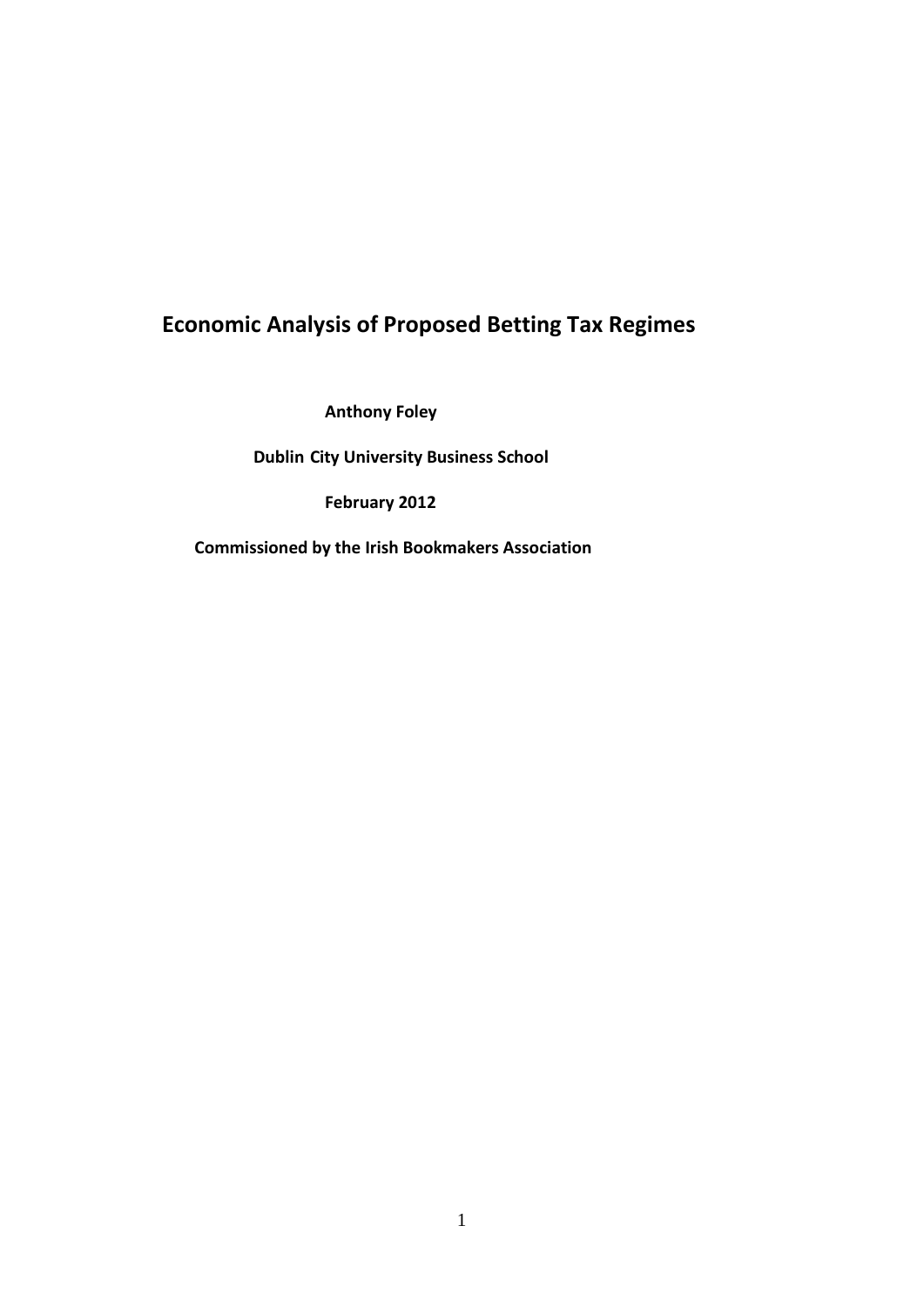# Economic Analysis of Proposed Betting Tax Regimes

**Anthony Foley**

**Dublin City University Business School**

**February 2012**

**Commissioned by the Irish Bookmakers Association**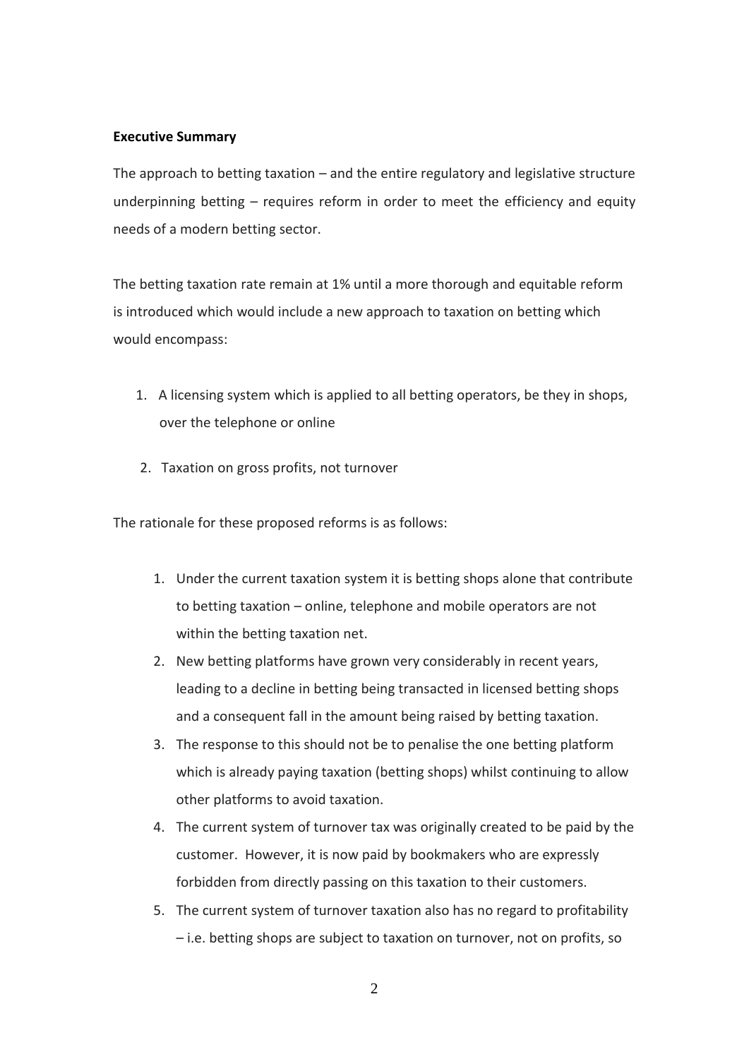**Executive Summary**

The approach to betting taxation – and the entire regulatory and legislative structure underpinning betting – requires reform in order to meet the efficiency and equity needs of a modern betting sector.

The betting taxation rate remain at 1% until a more thorough and equitable reform is introduced which would include a new approach to taxation on betting which would encompass:

1. A licensing system which is applied to all betting operators, be they in shops, over the telephone or online
2. Taxation on gross profits, not turnover

The rationale for these proposed reforms is as follows:

1. Under the current taxation system it is betting shops alone that contribute to betting taxation – online, telephone and mobile operators are not within the betting taxation net.
2. New betting platforms have grown very considerably in recent years, leading to a decline in betting being transacted in licensed betting shops and a consequent fall in the amount being raised by betting taxation.
3. The response to this should not be to penalise the one betting platform which is already paying taxation (betting shops) whilst continuing to allow other platforms to avoid taxation.
4. The current system of turnover tax was originally created to be paid by the customer. However, it is now paid by bookmakers who are expressly forbidden from directly passing on this taxation to their customers.
5. The current system of turnover taxation also has no regard to profitability – i.e. betting shops are subject to taxation on turnover, not on profits, so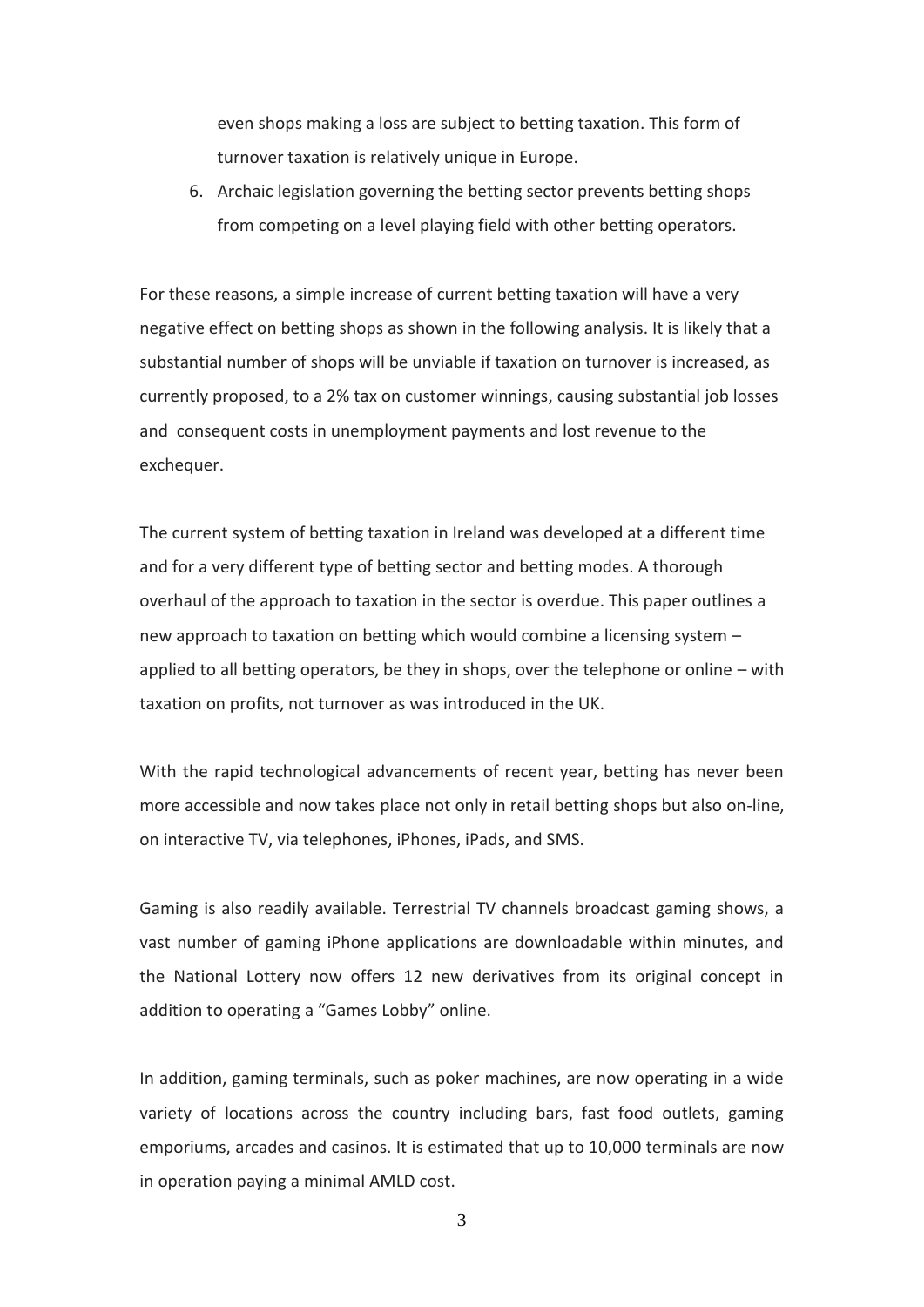even shops making a loss are subject to betting taxation. This form of turnover taxation is relatively unique in Europe.

6. Archaic legislation governing the betting sector prevents betting shops from competing on a level playing field with other betting operators.

For these reasons, a simple increase of current betting taxation will have a very negative effect on betting shops as shown in the following analysis. It is likely that a substantial number of shops will be unviable if taxation on turnover is increased, as currently proposed, to a 2% tax on customer winnings, causing substantial job losses and consequent costs in unemployment payments and lost revenue to the exchequer.

The current system of betting taxation in Ireland was developed at a different time and for a very different type of betting sector and betting modes. A thorough overhaul of the approach to taxation in the sector is overdue. This paper outlines a new approach to taxation on betting which would combine a licensing system – applied to all betting operators, be they in shops, over the telephone or online – with taxation on profits, not turnover as was introduced in the UK.

With the rapid technological advancements of recent year, betting has never been more accessible and now takes place not only in retail betting shops but also on-line, on interactive TV, via telephones, iPhones, iPads, and SMS.

Gaming is also readily available. Terrestrial TV channels broadcast gaming shows, a vast number of gaming iPhone applications are downloadable within minutes, and the National Lottery now offers 12 new derivatives from its original concept in addition to operating a "Games Lobby" online.

In addition, gaming terminals, such as poker machines, are now operating in a wide variety of locations across the country including bars, fast food outlets, gaming emporiums, arcades and casinos. It is estimated that up to 10,000 terminals are now in operation paying a minimal AMLD cost.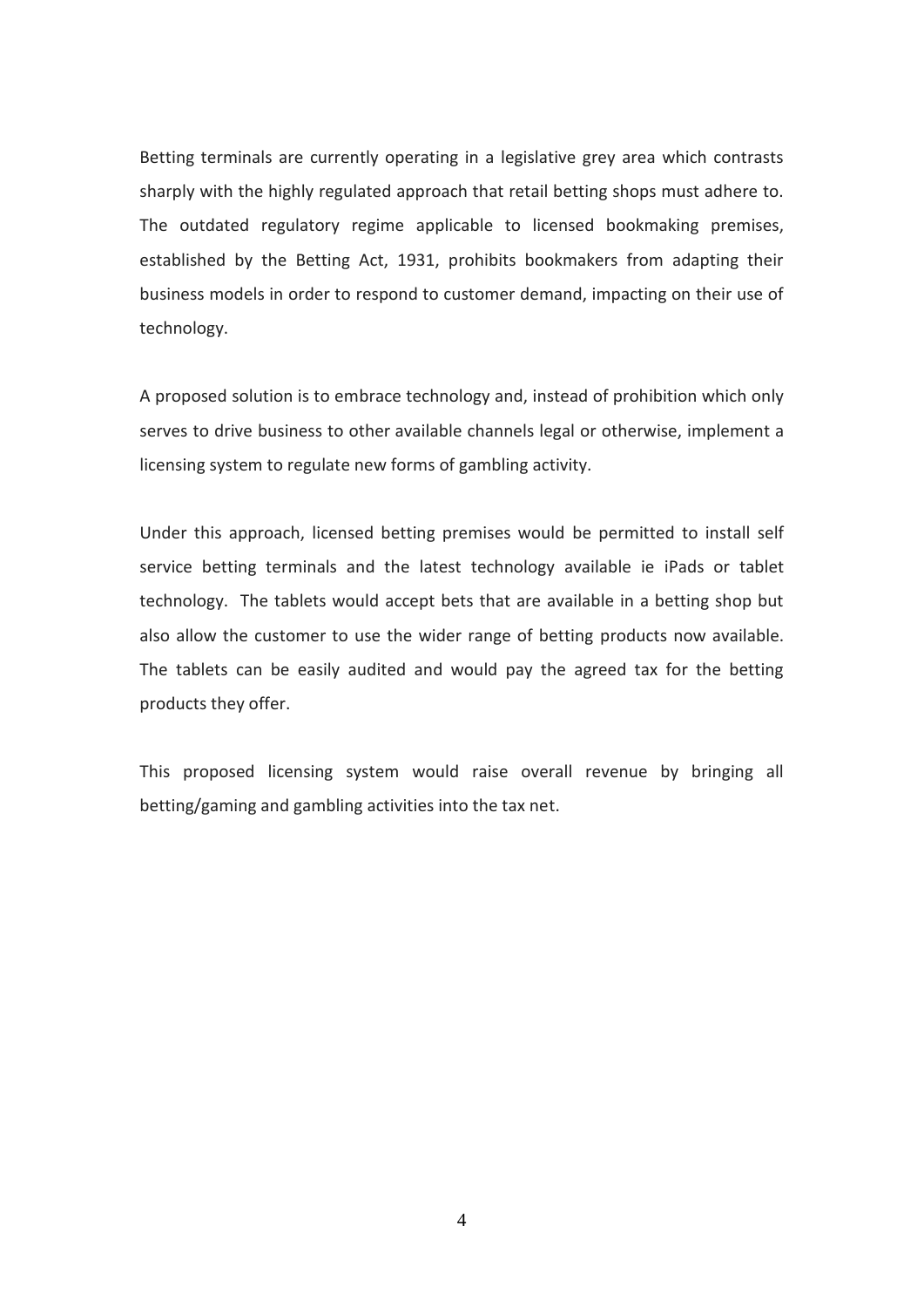Betting terminals are currently operating in a legislative grey area which contrasts sharply with the highly regulated approach that retail betting shops must adhere to. The outdated regulatory regime applicable to licensed bookmaking premises, established by the Betting Act, 1931, prohibits bookmakers from adapting their business models in order to respond to customer demand, impacting on their use of technology.

A proposed solution is to embrace technology and, instead of prohibition which only serves to drive business to other available channels legal or otherwise, implement a licensing system to regulate new forms of gambling activity.

Under this approach, licensed betting premises would be permitted to install self service betting terminals and the latest technology available ie iPads or tablet technology. The tablets would accept bets that are available in a betting shop but also allow the customer to use the wider range of betting products now available. The tablets can be easily audited and would pay the agreed tax for the betting products they offer.

This proposed licensing system would raise overall revenue by bringing all betting/gaming and gambling activities into the tax net.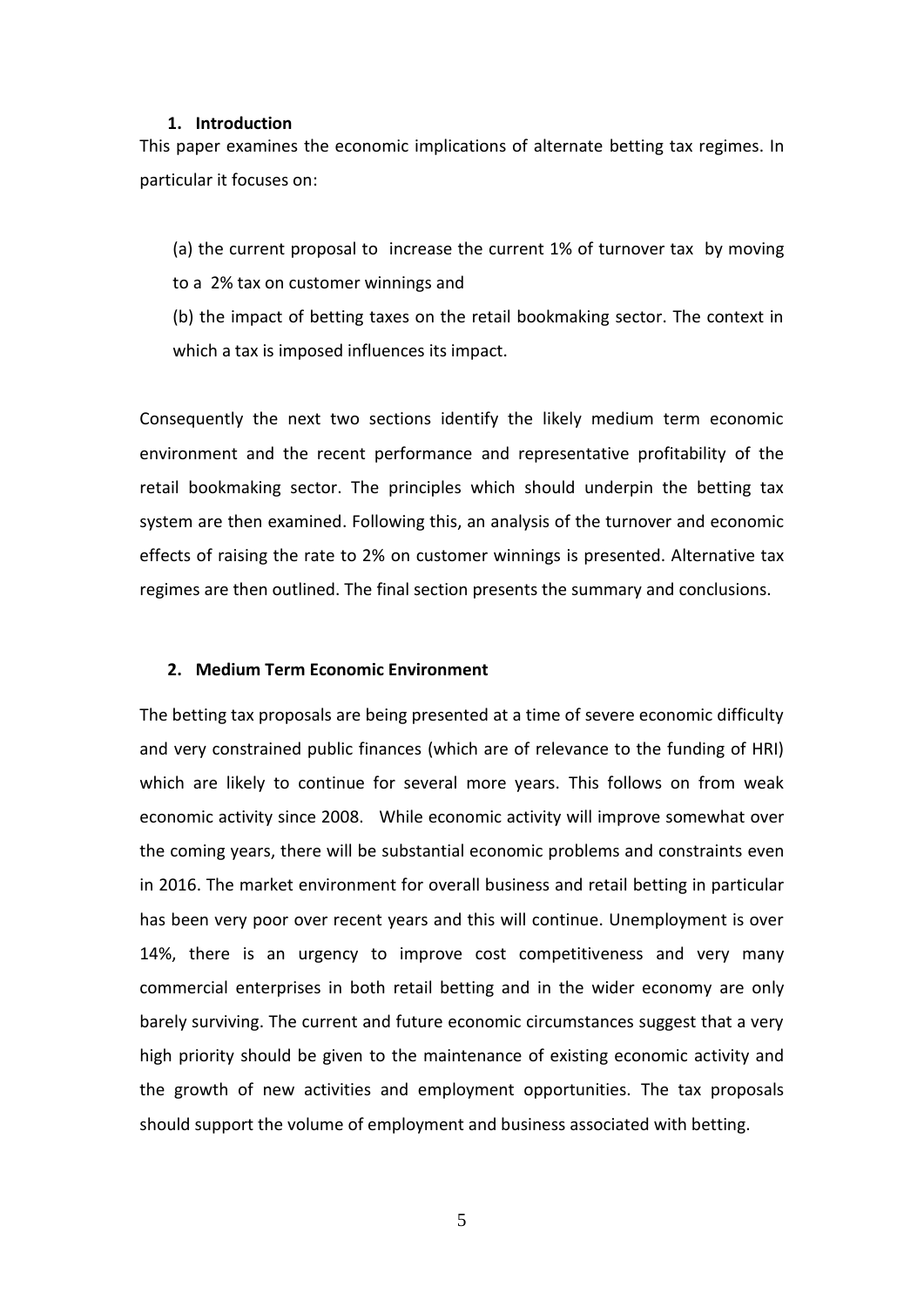## 1. Introduction

This paper examines the economic implications of alternate betting tax regimes. In particular it focuses on:

(a) the current proposal to increase the current 1% of turnover tax by moving to a 2% tax on customer winnings and

(b) the impact of betting taxes on the retail bookmaking sector. The context in which a tax is imposed influences its impact.

Consequently the next two sections identify the likely medium term economic environment and the recent performance and representative profitability of the retail bookmaking sector. The principles which should underpin the betting tax system are then examined. Following this, an analysis of the turnover and economic effects of raising the rate to 2% on customer winnings is presented. Alternative tax regimes are then outlined. The final section presents the summary and conclusions.

## 2. Medium Term Economic Environment

The betting tax proposals are being presented at a time of severe economic difficulty and very constrained public finances (which are of relevance to the funding of HRI) which are likely to continue for several more years. This follows on from weak economic activity since 2008. While economic activity will improve somewhat over the coming years, there will be substantial economic problems and constraints even in 2016. The market environment for overall business and retail betting in particular has been very poor over recent years and this will continue. Unemployment is over 14%, there is an urgency to improve cost competitiveness and very many commercial enterprises in both retail betting and in the wider economy are only barely surviving. The current and future economic circumstances suggest that a very high priority should be given to the maintenance of existing economic activity and the growth of new activities and employment opportunities. The tax proposals should support the volume of employment and business associated with betting.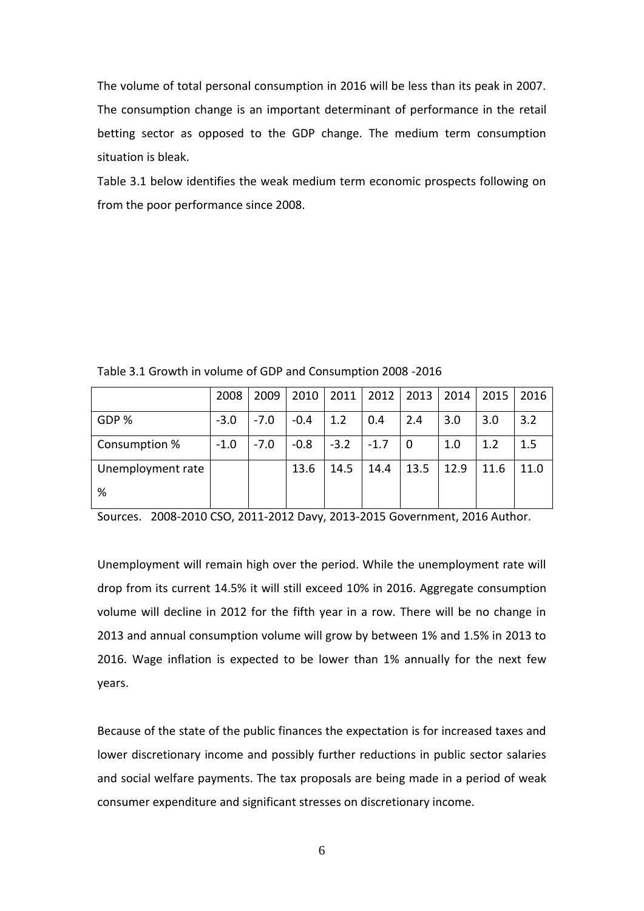The volume of total personal consumption in 2016 will be less than its peak in 2007. The consumption change is an important determinant of performance in the retail betting sector as opposed to the GDP change. The medium term consumption situation is bleak.

Table 3.1 below identifies the weak medium term economic prospects following on from the poor performance since 2008.

Table 3.1 Growth in volume of GDP and Consumption 2008 -2016

| | 2008 | 2009 | 2010 | 2011 | 2012 | 2013 | 2014 | 2015 | 2016 |
|---|---|---|---|---|---|---|---|---|---|
| GDP % | -3.0 | -7.0 | -0.4 | 1.2 | 0.4 | 2.4 | 3.0 | 3.0 | 3.2 |
| Consumption % | -1.0 | -7.0 | -0.8 | -3.2 | -1.7 | 0 | 1.0 | 1.2 | 1.5 |
| Unemployment rate % | | | 13.6 | 14.5 | 14.4 | 13.5 | 12.9 | 11.6 | 11.0 |

Sources. 2008-2010 CSO, 2011-2012 Davy, 2013-2015 Government, 2016 Author.

Unemployment will remain high over the period. While the unemployment rate will drop from its current 14.5% it will still exceed 10% in 2016. Aggregate consumption volume will decline in 2012 for the fifth year in a row. There will be no change in 2013 and annual consumption volume will grow by between 1% and 1.5% in 2013 to 2016. Wage inflation is expected to be lower than 1% annually for the next few years.

Because of the state of the public finances the expectation is for increased taxes and lower discretionary income and possibly further reductions in public sector salaries and social welfare payments. The tax proposals are being made in a period of weak consumer expenditure and significant stresses on discretionary income.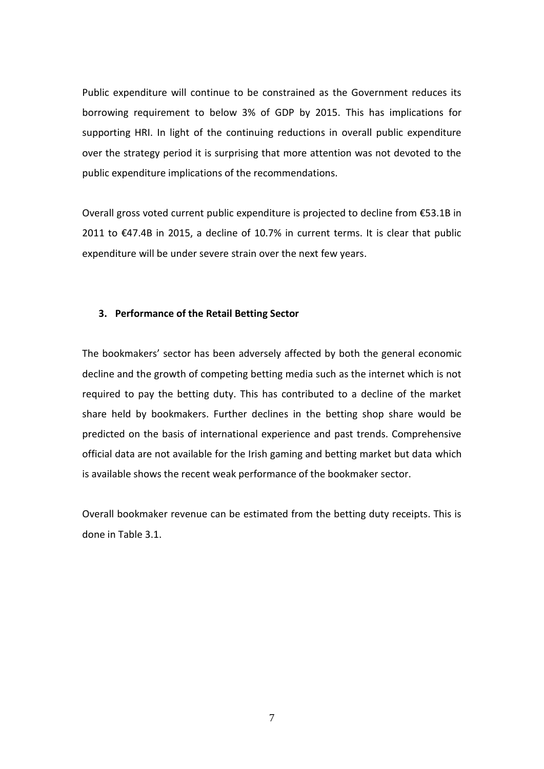Public expenditure will continue to be constrained as the Government reduces its borrowing requirement to below 3% of GDP by 2015. This has implications for supporting HRI. In light of the continuing reductions in overall public expenditure over the strategy period it is surprising that more attention was not devoted to the public expenditure implications of the recommendations.

Overall gross voted current public expenditure is projected to decline from €53.1B in 2011 to €47.4B in 2015, a decline of 10.7% in current terms. It is clear that public expenditure will be under severe strain over the next few years.

## 3. Performance of the Retail Betting Sector

The bookmakers' sector has been adversely affected by both the general economic decline and the growth of competing betting media such as the internet which is not required to pay the betting duty. This has contributed to a decline of the market share held by bookmakers. Further declines in the betting shop share would be predicted on the basis of international experience and past trends. Comprehensive official data are not available for the Irish gaming and betting market but data which is available shows the recent weak performance of the bookmaker sector.

Overall bookmaker revenue can be estimated from the betting duty receipts. This is done in Table 3.1.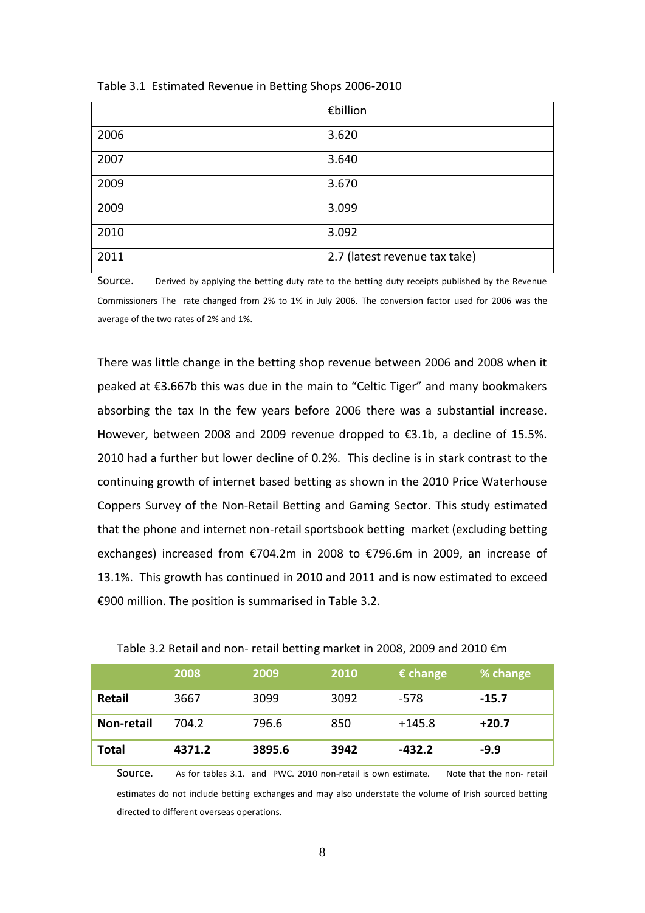Table 3.1 Estimated Revenue in Betting Shops 2006-2010

| | €billion |
|---|---|
| 2006 | 3.620 |
| 2007 | 3.640 |
| 2009 | 3.670 |
| 2009 | 3.099 |
| 2010 | 3.092 |
| 2011 | 2.7 (latest revenue tax take) |

Source. Derived by applying the betting duty rate to the betting duty receipts published by the Revenue Commissioners The rate changed from 2% to 1% in July 2006. The conversion factor used for 2006 was the average of the two rates of 2% and 1%.

There was little change in the betting shop revenue between 2006 and 2008 when it peaked at €3.667b this was due in the main to "Celtic Tiger" and many bookmakers absorbing the tax In the few years before 2006 there was a substantial increase. However, between 2008 and 2009 revenue dropped to €3.1b, a decline of 15.5%. 2010 had a further but lower decline of 0.2%. This decline is in stark contrast to the continuing growth of internet based betting as shown in the 2010 Price Waterhouse Coppers Survey of the Non-Retail Betting and Gaming Sector. This study estimated that the phone and internet non-retail sportsbook betting market (excluding betting exchanges) increased from €704.2m in 2008 to €796.6m in 2009, an increase of 13.1%. This growth has continued in 2010 and 2011 and is now estimated to exceed €900 million. The position is summarised in Table 3.2.

Table 3.2 Retail and non- retail betting market in 2008, 2009 and 2010 €m

| | 2008 | 2009 | 2010 | € change | % change |
|---|---|---|---|---|---|
| **Retail** | 3667 | 3099 | 3092 | -578 | **-15.7** |
| **Non-retail** | 704.2 | 796.6 | 850 | +145.8 | **+20.7** |
| **Total** | **4371.2** | **3895.6** | **3942** | **-432.2** | **-9.9** |

Source. As for tables 3.1. and PWC. 2010 non-retail is own estimate. Note that the non- retail estimates do not include betting exchanges and may also understate the volume of Irish sourced betting directed to different overseas operations.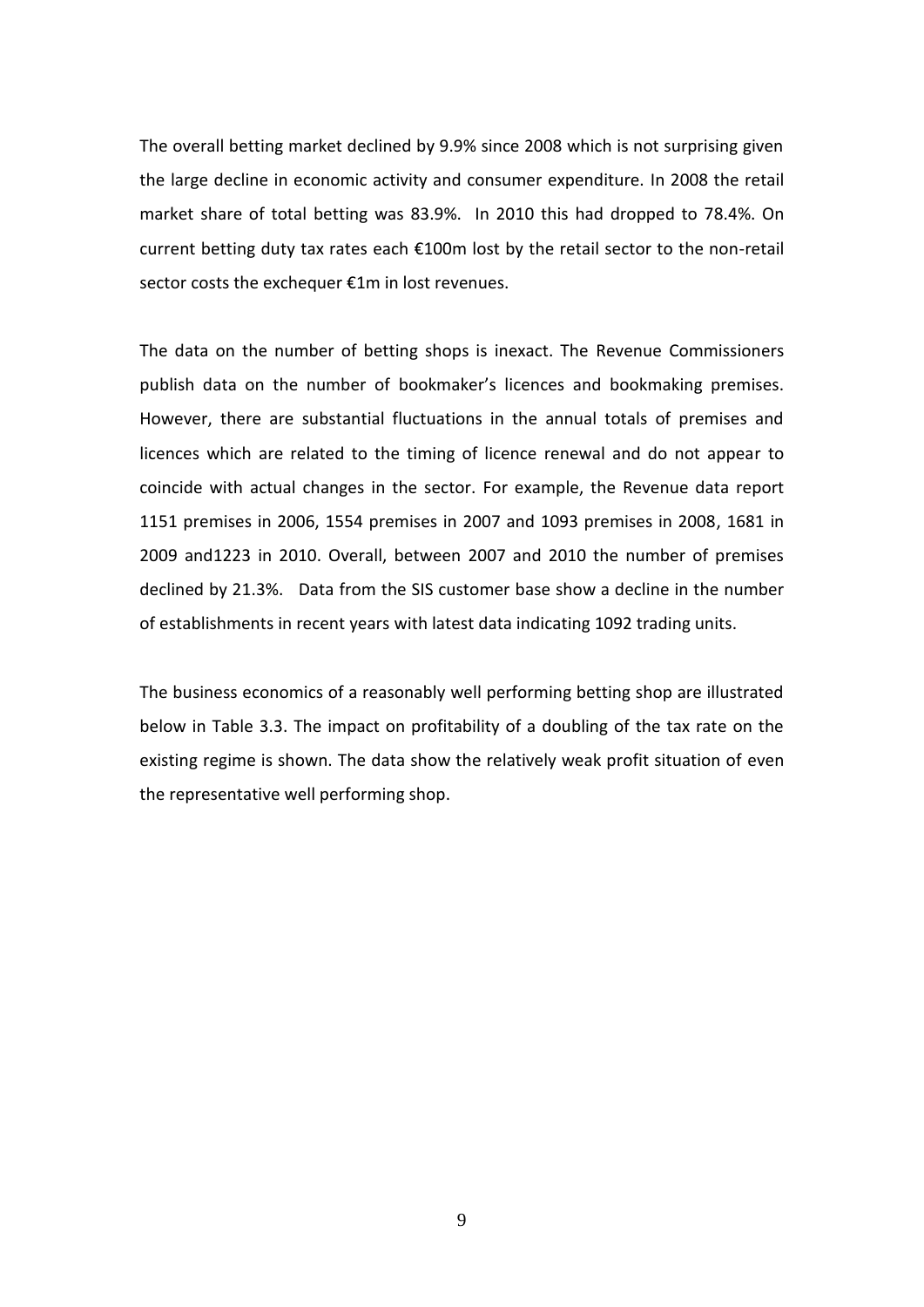The overall betting market declined by 9.9% since 2008 which is not surprising given the large decline in economic activity and consumer expenditure. In 2008 the retail market share of total betting was 83.9%. In 2010 this had dropped to 78.4%. On current betting duty tax rates each €100m lost by the retail sector to the non-retail sector costs the exchequer €1m in lost revenues.

The data on the number of betting shops is inexact. The Revenue Commissioners publish data on the number of bookmaker's licences and bookmaking premises. However, there are substantial fluctuations in the annual totals of premises and licences which are related to the timing of licence renewal and do not appear to coincide with actual changes in the sector. For example, the Revenue data report 1151 premises in 2006, 1554 premises in 2007 and 1093 premises in 2008, 1681 in 2009 and1223 in 2010. Overall, between 2007 and 2010 the number of premises declined by 21.3%. Data from the SIS customer base show a decline in the number of establishments in recent years with latest data indicating 1092 trading units.

The business economics of a reasonably well performing betting shop are illustrated below in Table 3.3. The impact on profitability of a doubling of the tax rate on the existing regime is shown. The data show the relatively weak profit situation of even the representative well performing shop.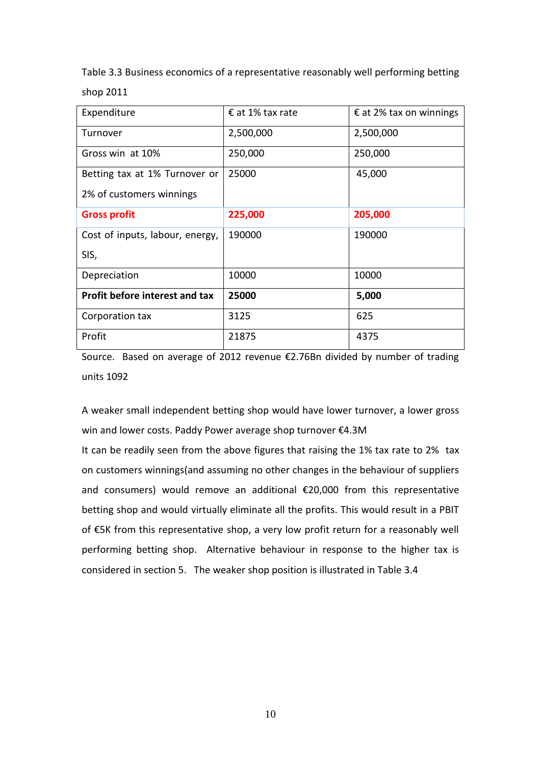Table 3.3 Business economics of a representative reasonably well performing betting shop 2011

| Expenditure | € at 1% tax rate | € at 2% tax on winnings |
|---|---|---|
| Turnover | 2,500,000 | 2,500,000 |
| Gross win at 10% | 250,000 | 250,000 |
| Betting tax at 1% Turnover or 2% of customers winnings | 25000 | 45,000 |
| **Gross profit** | **225,000** | **205,000** |
| Cost of inputs, labour, energy, SIS, | 190000 | 190000 |
| Depreciation | 10000 | 10000 |
| **Profit before interest and tax** | **25000** | **5,000** |
| Corporation tax | 3125 | 625 |
| Profit | 21875 | 4375 |

Source. Based on average of 2012 revenue €2.76Bn divided by number of trading units 1092

A weaker small independent betting shop would have lower turnover, a lower gross win and lower costs. Paddy Power average shop turnover €4.3M

It can be readily seen from the above figures that raising the 1% tax rate to 2% tax on customers winnings(and assuming no other changes in the behaviour of suppliers and consumers) would remove an additional €20,000 from this representative betting shop and would virtually eliminate all the profits. This would result in a PBIT of €5K from this representative shop, a very low profit return for a reasonably well performing betting shop. Alternative behaviour in response to the higher tax is considered in section 5. The weaker shop position is illustrated in Table 3.4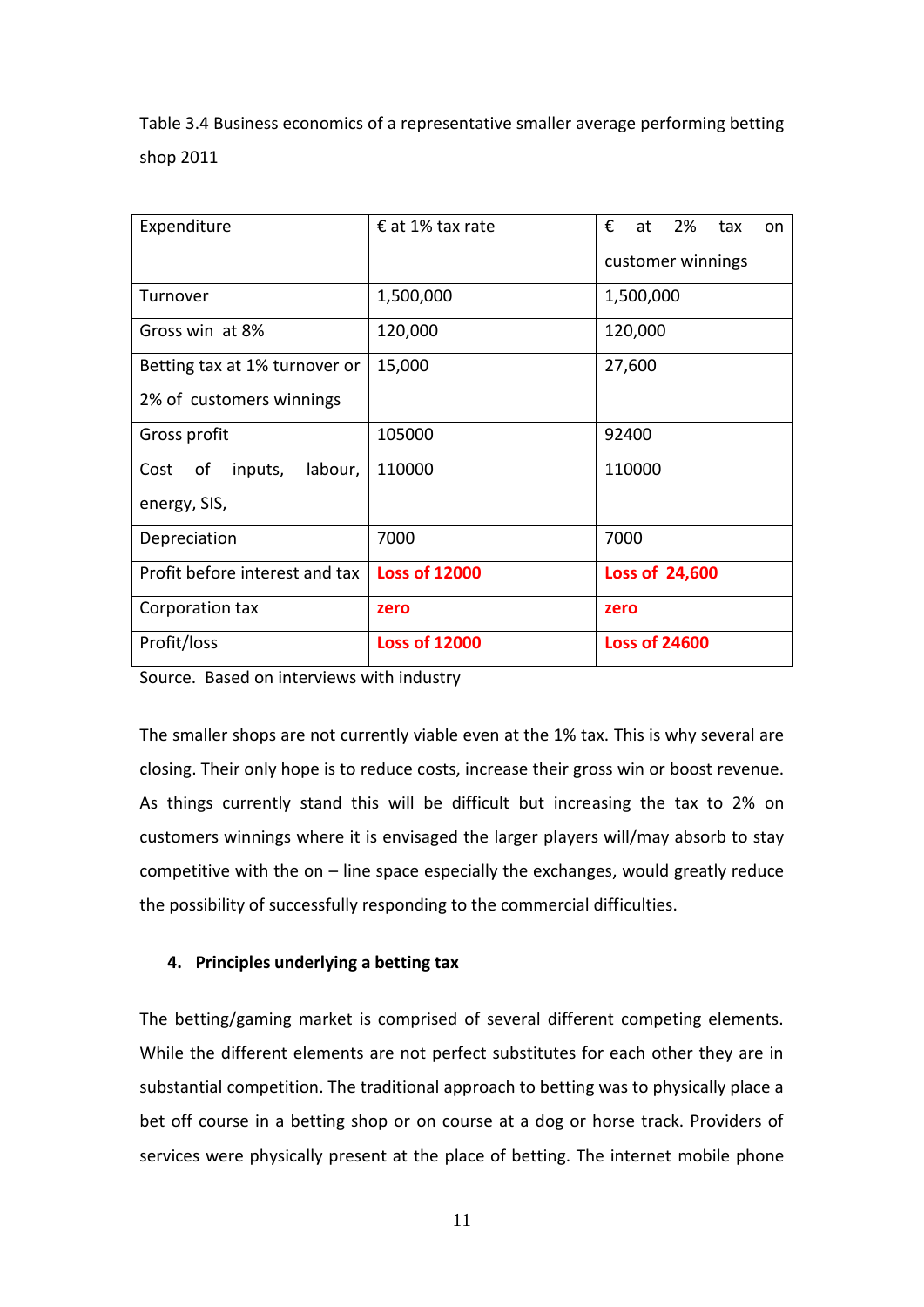Table 3.4 Business economics of a representative smaller average performing betting shop 2011

| Expenditure | € at 1% tax rate | € at 2% tax on customer winnings |
|---|---|---|
| Turnover | 1,500,000 | 1,500,000 |
| Gross win at 8% | 120,000 | 120,000 |
| Betting tax at 1% turnover or 2% of customers winnings | 15,000 | 27,600 |
| Gross profit | 105000 | 92400 |
| Cost of inputs, labour, energy, SIS, | 110000 | 110000 |
| Depreciation | 7000 | 7000 |
| Profit before interest and tax | **Loss of 12000** | **Loss of 24,600** |
| Corporation tax | **zero** | **zero** |
| Profit/loss | **Loss of 12000** | **Loss of 24600** |

Source. Based on interviews with industry

The smaller shops are not currently viable even at the 1% tax. This is why several are closing. Their only hope is to reduce costs, increase their gross win or boost revenue. As things currently stand this will be difficult but increasing the tax to 2% on customers winnings where it is envisaged the larger players will/may absorb to stay competitive with the on – line space especially the exchanges, would greatly reduce the possibility of successfully responding to the commercial difficulties.

## 4. Principles underlying a betting tax

The betting/gaming market is comprised of several different competing elements. While the different elements are not perfect substitutes for each other they are in substantial competition. The traditional approach to betting was to physically place a bet off course in a betting shop or on course at a dog or horse track. Providers of services were physically present at the place of betting. The internet mobile phone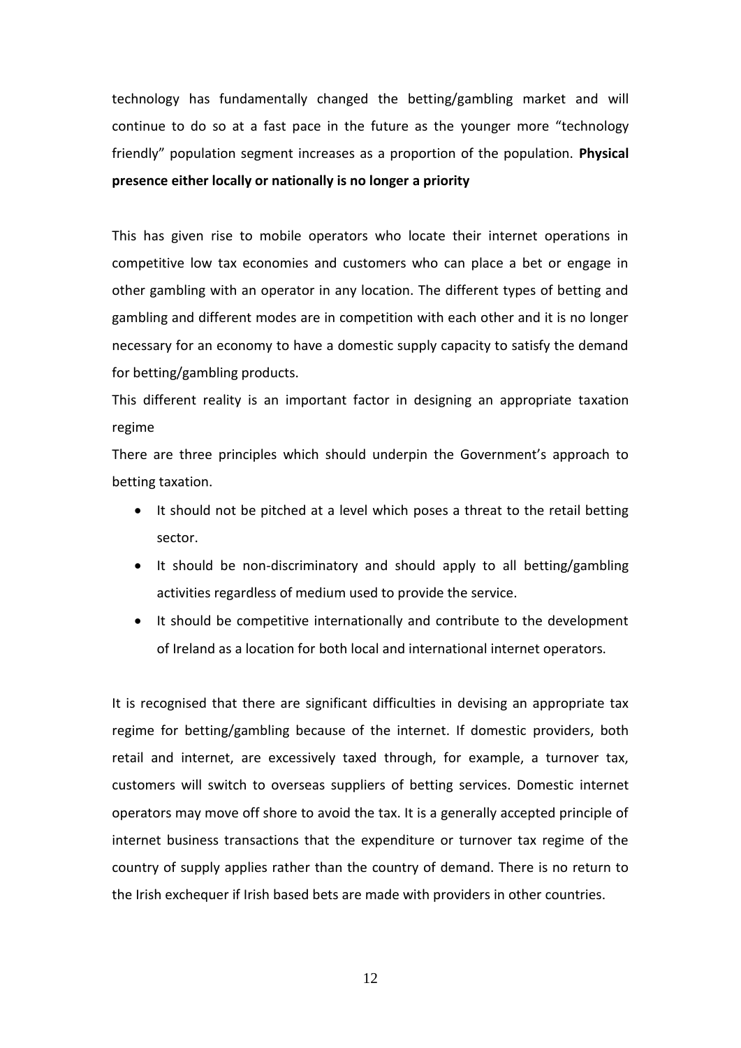technology has fundamentally changed the betting/gambling market and will continue to do so at a fast pace in the future as the younger more "technology friendly" population segment increases as a proportion of the population. **Physical presence either locally or nationally is no longer a priority**

This has given rise to mobile operators who locate their internet operations in competitive low tax economies and customers who can place a bet or engage in other gambling with an operator in any location. The different types of betting and gambling and different modes are in competition with each other and it is no longer necessary for an economy to have a domestic supply capacity to satisfy the demand for betting/gambling products.

This different reality is an important factor in designing an appropriate taxation regime

There are three principles which should underpin the Government's approach to betting taxation.

- It should not be pitched at a level which poses a threat to the retail betting sector.
- It should be non-discriminatory and should apply to all betting/gambling activities regardless of medium used to provide the service.
- It should be competitive internationally and contribute to the development of Ireland as a location for both local and international internet operators.

It is recognised that there are significant difficulties in devising an appropriate tax regime for betting/gambling because of the internet. If domestic providers, both retail and internet, are excessively taxed through, for example, a turnover tax, customers will switch to overseas suppliers of betting services. Domestic internet operators may move off shore to avoid the tax. It is a generally accepted principle of internet business transactions that the expenditure or turnover tax regime of the country of supply applies rather than the country of demand. There is no return to the Irish exchequer if Irish based bets are made with providers in other countries.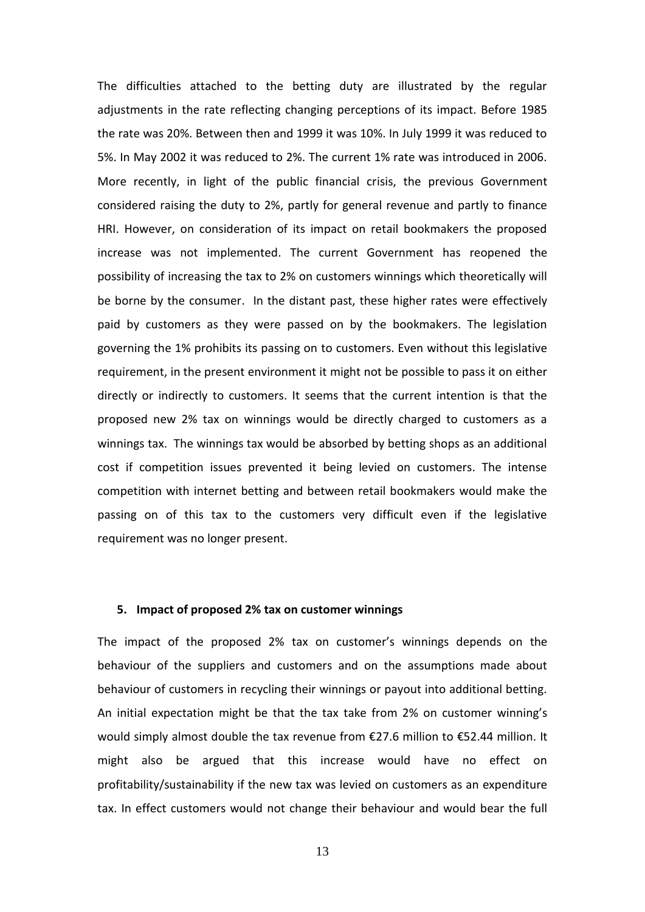The difficulties attached to the betting duty are illustrated by the regular adjustments in the rate reflecting changing perceptions of its impact. Before 1985 the rate was 20%. Between then and 1999 it was 10%. In July 1999 it was reduced to 5%. In May 2002 it was reduced to 2%. The current 1% rate was introduced in 2006. More recently, in light of the public financial crisis, the previous Government considered raising the duty to 2%, partly for general revenue and partly to finance HRI. However, on consideration of its impact on retail bookmakers the proposed increase was not implemented. The current Government has reopened the possibility of increasing the tax to 2% on customers winnings which theoretically will be borne by the consumer. In the distant past, these higher rates were effectively paid by customers as they were passed on by the bookmakers. The legislation governing the 1% prohibits its passing on to customers. Even without this legislative requirement, in the present environment it might not be possible to pass it on either directly or indirectly to customers. It seems that the current intention is that the proposed new 2% tax on winnings would be directly charged to customers as a winnings tax. The winnings tax would be absorbed by betting shops as an additional cost if competition issues prevented it being levied on customers. The intense competition with internet betting and between retail bookmakers would make the passing on of this tax to the customers very difficult even if the legislative requirement was no longer present.

## 5. Impact of proposed 2% tax on customer winnings

The impact of the proposed 2% tax on customer's winnings depends on the behaviour of the suppliers and customers and on the assumptions made about behaviour of customers in recycling their winnings or payout into additional betting. An initial expectation might be that the tax take from 2% on customer winning's would simply almost double the tax revenue from €27.6 million to €52.44 million. It might also be argued that this increase would have no effect on profitability/sustainability if the new tax was levied on customers as an expenditure tax. In effect customers would not change their behaviour and would bear the full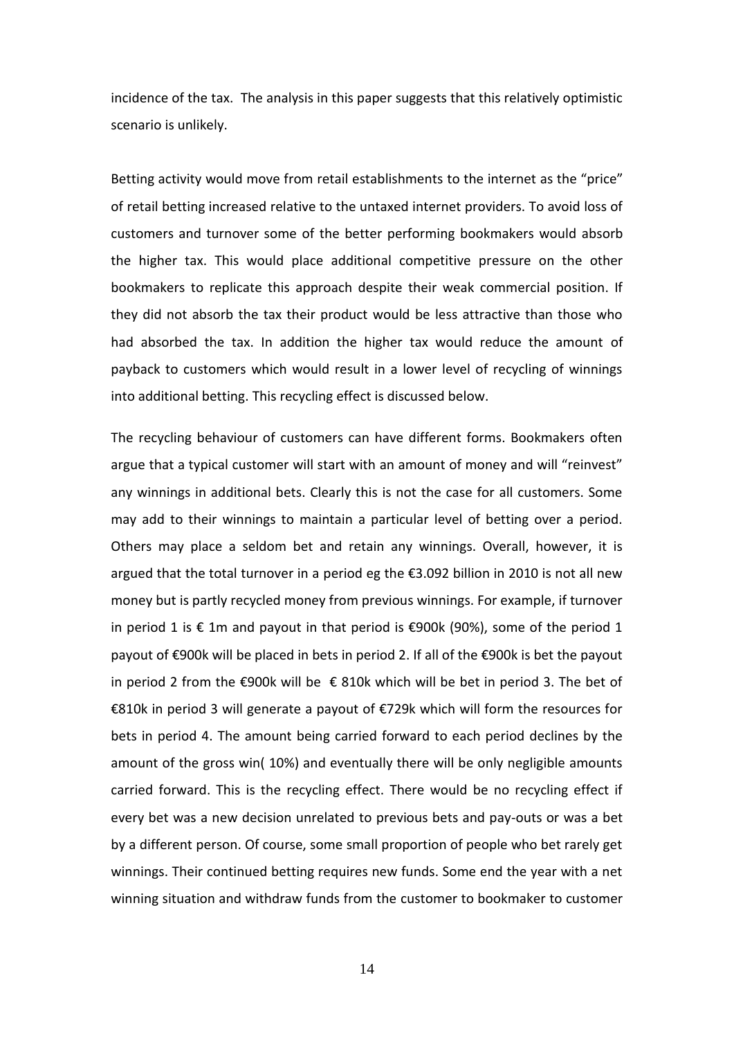incidence of the tax. The analysis in this paper suggests that this relatively optimistic scenario is unlikely.

Betting activity would move from retail establishments to the internet as the "price" of retail betting increased relative to the untaxed internet providers. To avoid loss of customers and turnover some of the better performing bookmakers would absorb the higher tax. This would place additional competitive pressure on the other bookmakers to replicate this approach despite their weak commercial position. If they did not absorb the tax their product would be less attractive than those who had absorbed the tax. In addition the higher tax would reduce the amount of payback to customers which would result in a lower level of recycling of winnings into additional betting. This recycling effect is discussed below.

The recycling behaviour of customers can have different forms. Bookmakers often argue that a typical customer will start with an amount of money and will "reinvest" any winnings in additional bets. Clearly this is not the case for all customers. Some may add to their winnings to maintain a particular level of betting over a period. Others may place a seldom bet and retain any winnings. Overall, however, it is argued that the total turnover in a period eg the €3.092 billion in 2010 is not all new money but is partly recycled money from previous winnings. For example, if turnover in period 1 is € 1m and payout in that period is €900k (90%), some of the period 1 payout of €900k will be placed in bets in period 2. If all of the €900k is bet the payout in period 2 from the €900k will be € 810k which will be bet in period 3. The bet of €810k in period 3 will generate a payout of €729k which will form the resources for bets in period 4. The amount being carried forward to each period declines by the amount of the gross win( 10%) and eventually there will be only negligible amounts carried forward. This is the recycling effect. There would be no recycling effect if every bet was a new decision unrelated to previous bets and pay-outs or was a bet by a different person. Of course, some small proportion of people who bet rarely get winnings. Their continued betting requires new funds. Some end the year with a net winning situation and withdraw funds from the customer to bookmaker to customer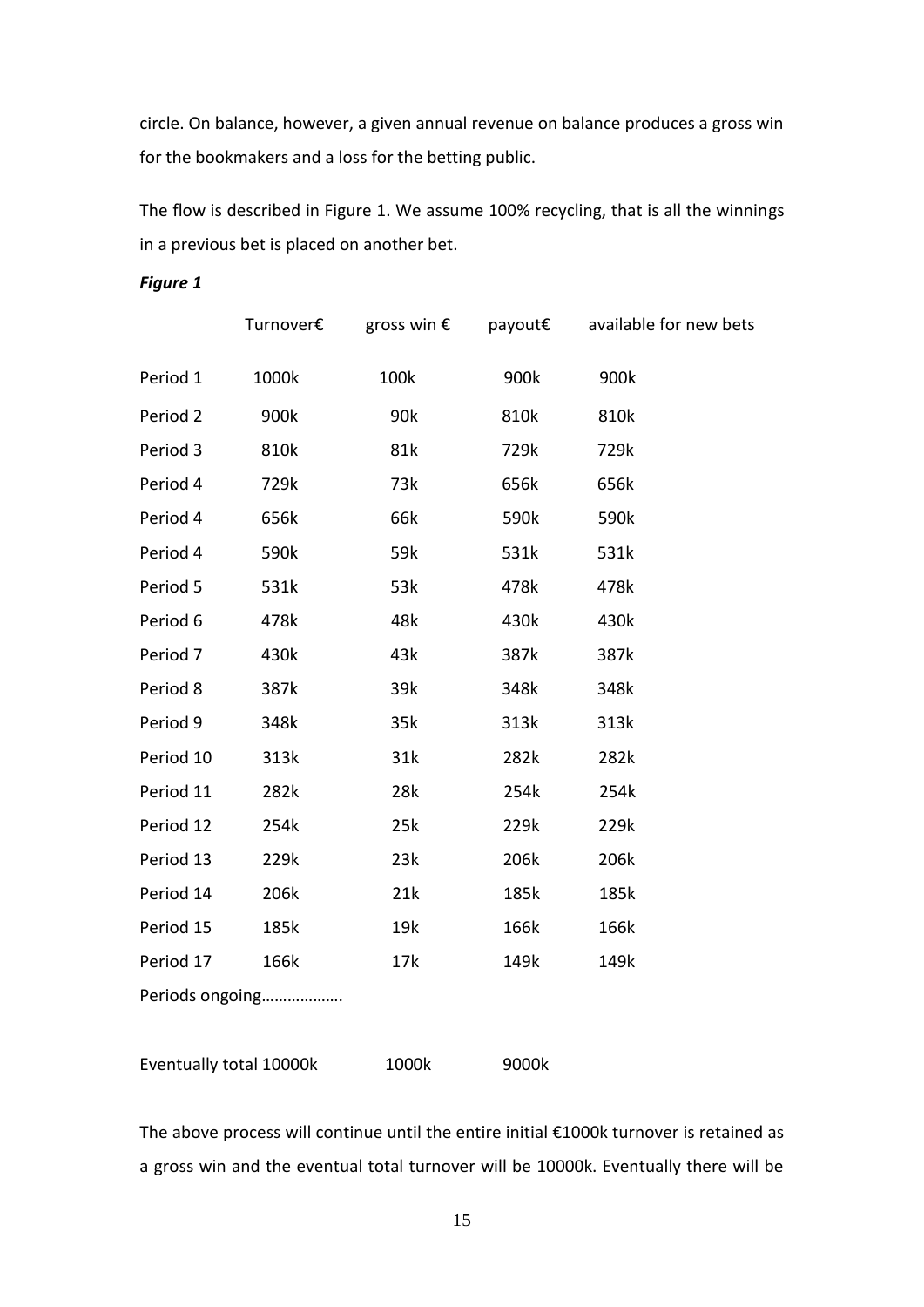circle. On balance, however, a given annual revenue on balance produces a gross win for the bookmakers and a loss for the betting public.

The flow is described in Figure 1. We assume 100% recycling, that is all the winnings in a previous bet is placed on another bet.

***Figure 1***

| | Turnover€ | gross win € | payout€ | available for new bets |
|---|---|---|---|---|
| Period 1 | 1000k | 100k | 900k | 900k |
| Period 2 | 900k | 90k | 810k | 810k |
| Period 3 | 810k | 81k | 729k | 729k |
| Period 4 | 729k | 73k | 656k | 656k |
| Period 4 | 656k | 66k | 590k | 590k |
| Period 4 | 590k | 59k | 531k | 531k |
| Period 5 | 531k | 53k | 478k | 478k |
| Period 6 | 478k | 48k | 430k | 430k |
| Period 7 | 430k | 43k | 387k | 387k |
| Period 8 | 387k | 39k | 348k | 348k |
| Period 9 | 348k | 35k | 313k | 313k |
| Period 10 | 313k | 31k | 282k | 282k |
| Period 11 | 282k | 28k | 254k | 254k |
| Period 12 | 254k | 25k | 229k | 229k |
| Period 13 | 229k | 23k | 206k | 206k |
| Period 14 | 206k | 21k | 185k | 185k |
| Period 15 | 185k | 19k | 166k | 166k |
| Period 17 | 166k | 17k | 149k | 149k |
| Periods ongoing………………. | | | | |
| Eventually total | 10000k | 1000k | 9000k | |

The above process will continue until the entire initial €1000k turnover is retained as a gross win and the eventual total turnover will be 10000k. Eventually there will be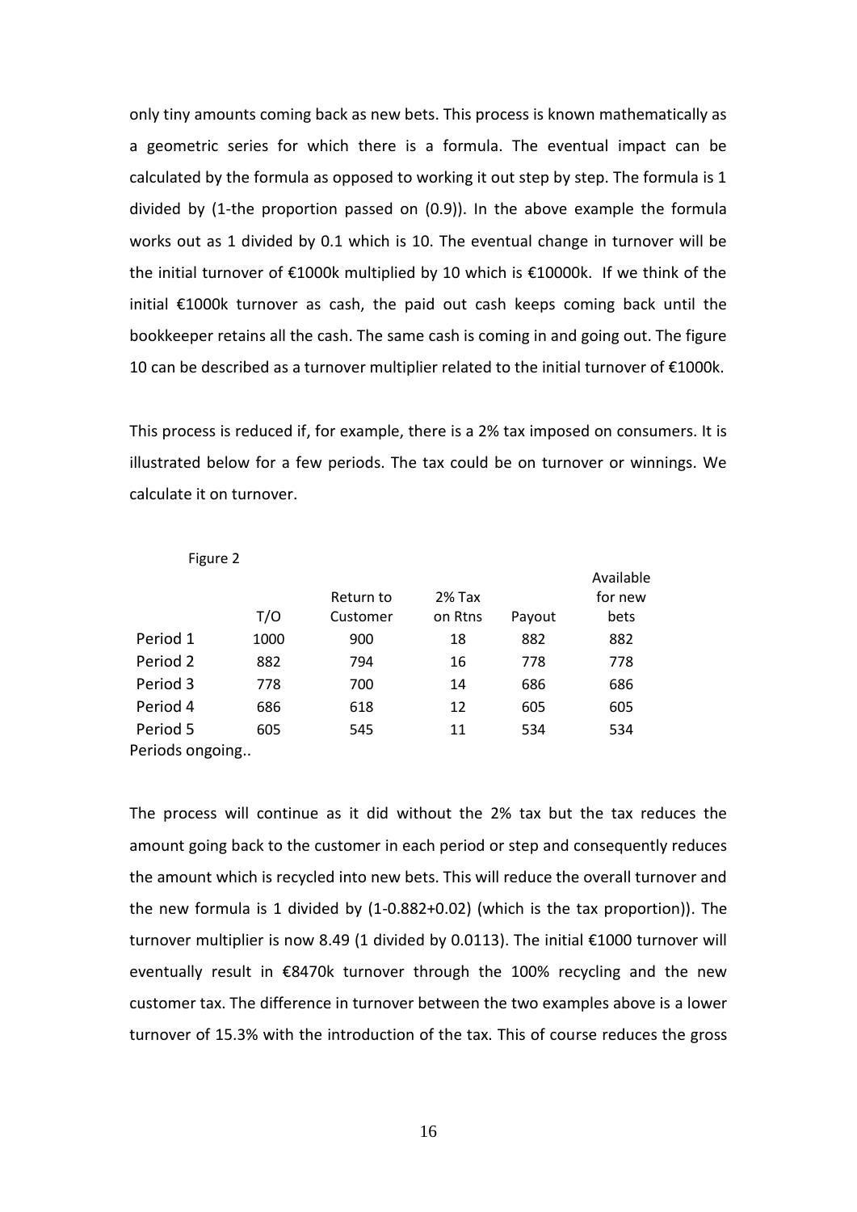only tiny amounts coming back as new bets. This process is known mathematically as a geometric series for which there is a formula. The eventual impact can be calculated by the formula as opposed to working it out step by step. The formula is 1 divided by (1-the proportion passed on (0.9)). In the above example the formula works out as 1 divided by 0.1 which is 10. The eventual change in turnover will be the initial turnover of €1000k multiplied by 10 which is €10000k. If we think of the initial €1000k turnover as cash, the paid out cash keeps coming back until the bookkeeper retains all the cash. The same cash is coming in and going out. The figure 10 can be described as a turnover multiplier related to the initial turnover of €1000k.

This process is reduced if, for example, there is a 2% tax imposed on consumers. It is illustrated below for a few periods. The tax could be on turnover or winnings. We calculate it on turnover.

Figure 2

| | T/O | Return to Customer | 2% Tax on Rtns | Payout | Available for new bets |
|---|---|---|---|---|---|
| Period 1 | 1000 | 900 | 18 | 882 | 882 |
| Period 2 | 882 | 794 | 16 | 778 | 778 |
| Period 3 | 778 | 700 | 14 | 686 | 686 |
| Period 4 | 686 | 618 | 12 | 605 | 605 |
| Period 5 | 605 | 545 | 11 | 534 | 534 |
| Periods ongoing.. | | | | | |

The process will continue as it did without the 2% tax but the tax reduces the amount going back to the customer in each period or step and consequently reduces the amount which is recycled into new bets. This will reduce the overall turnover and the new formula is 1 divided by (1-0.882+0.02) (which is the tax proportion)). The turnover multiplier is now 8.49 (1 divided by 0.0113). The initial €1000 turnover will eventually result in €8470k turnover through the 100% recycling and the new customer tax. The difference in turnover between the two examples above is a lower turnover of 15.3% with the introduction of the tax. This of course reduces the gross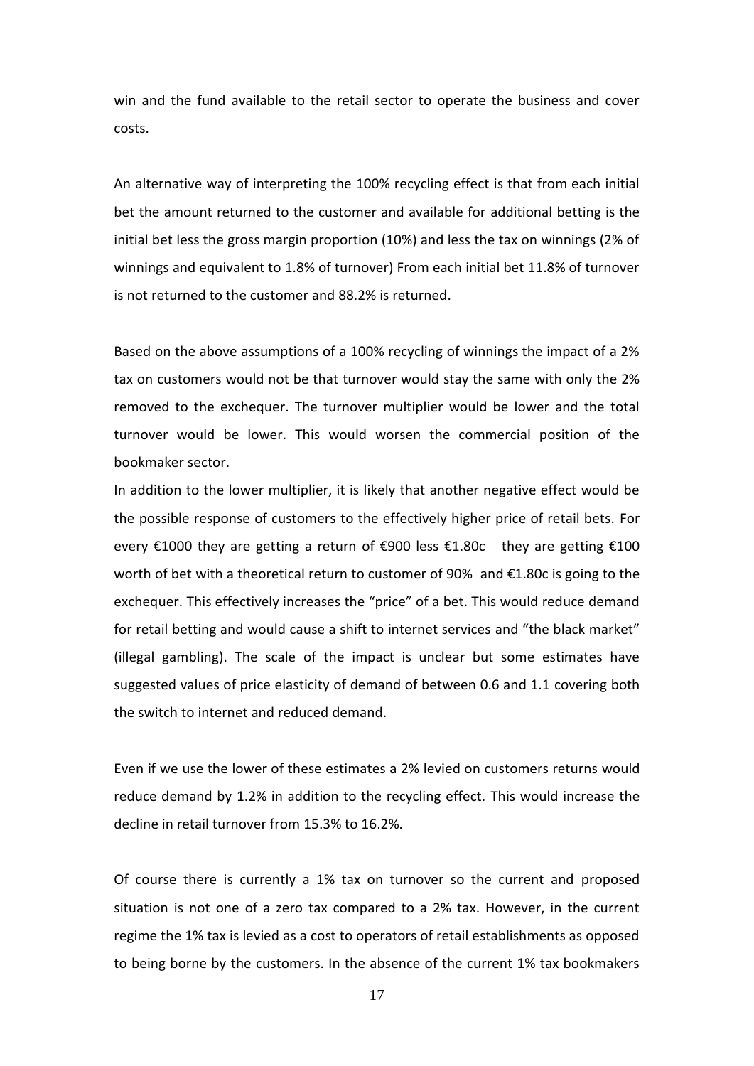win and the fund available to the retail sector to operate the business and cover costs.

An alternative way of interpreting the 100% recycling effect is that from each initial bet the amount returned to the customer and available for additional betting is the initial bet less the gross margin proportion (10%) and less the tax on winnings (2% of winnings and equivalent to 1.8% of turnover) From each initial bet 11.8% of turnover is not returned to the customer and 88.2% is returned.

Based on the above assumptions of a 100% recycling of winnings the impact of a 2% tax on customers would not be that turnover would stay the same with only the 2% removed to the exchequer. The turnover multiplier would be lower and the total turnover would be lower. This would worsen the commercial position of the bookmaker sector.

In addition to the lower multiplier, it is likely that another negative effect would be the possible response of customers to the effectively higher price of retail bets. For every €1000 they are getting a return of €900 less €1.80c they are getting €100 worth of bet with a theoretical return to customer of 90% and €1.80c is going to the exchequer. This effectively increases the "price" of a bet. This would reduce demand for retail betting and would cause a shift to internet services and "the black market" (illegal gambling). The scale of the impact is unclear but some estimates have suggested values of price elasticity of demand of between 0.6 and 1.1 covering both the switch to internet and reduced demand.

Even if we use the lower of these estimates a 2% levied on customers returns would reduce demand by 1.2% in addition to the recycling effect. This would increase the decline in retail turnover from 15.3% to 16.2%.

Of course there is currently a 1% tax on turnover so the current and proposed situation is not one of a zero tax compared to a 2% tax. However, in the current regime the 1% tax is levied as a cost to operators of retail establishments as opposed to being borne by the customers. In the absence of the current 1% tax bookmakers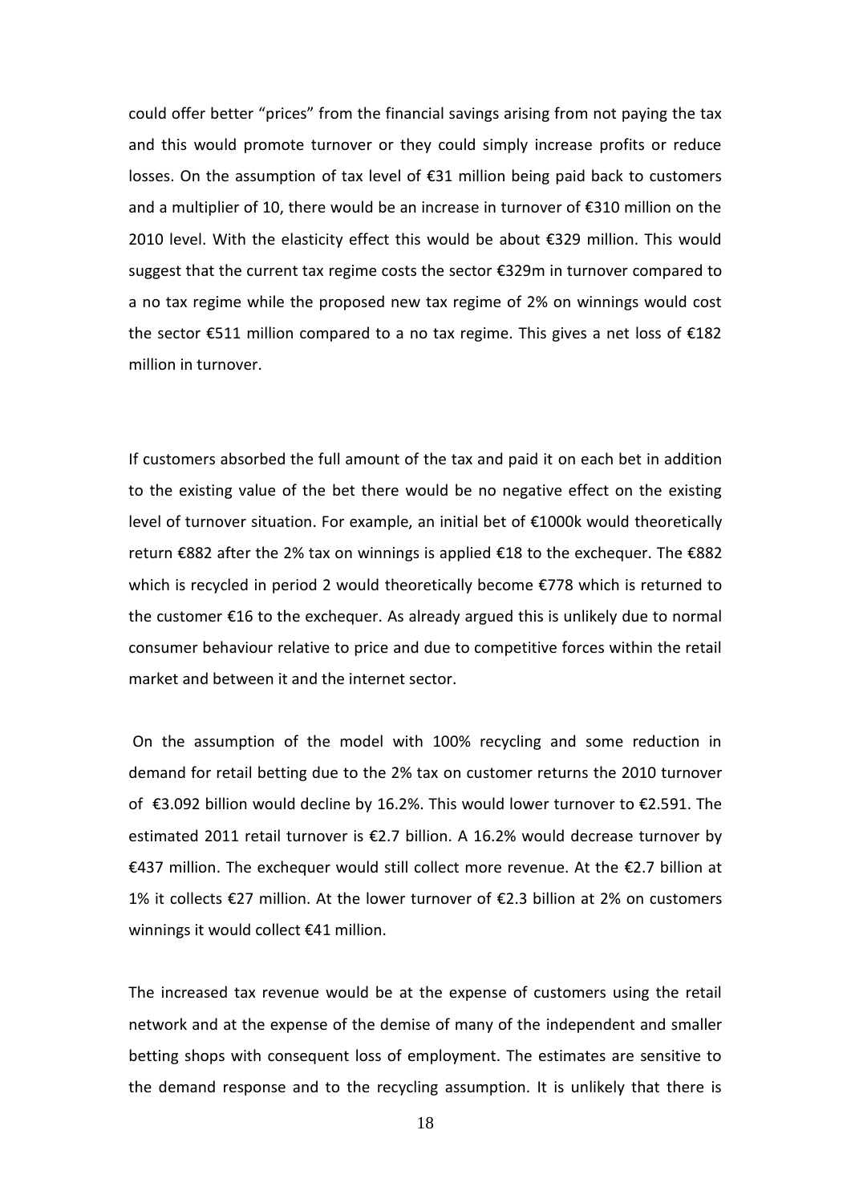could offer better "prices" from the financial savings arising from not paying the tax and this would promote turnover or they could simply increase profits or reduce losses. On the assumption of tax level of €31 million being paid back to customers and a multiplier of 10, there would be an increase in turnover of €310 million on the 2010 level. With the elasticity effect this would be about €329 million. This would suggest that the current tax regime costs the sector €329m in turnover compared to a no tax regime while the proposed new tax regime of 2% on winnings would cost the sector €511 million compared to a no tax regime. This gives a net loss of €182 million in turnover.

If customers absorbed the full amount of the tax and paid it on each bet in addition to the existing value of the bet there would be no negative effect on the existing level of turnover situation. For example, an initial bet of €1000k would theoretically return €882 after the 2% tax on winnings is applied €18 to the exchequer. The €882 which is recycled in period 2 would theoretically become €778 which is returned to the customer €16 to the exchequer. As already argued this is unlikely due to normal consumer behaviour relative to price and due to competitive forces within the retail market and between it and the internet sector.

On the assumption of the model with 100% recycling and some reduction in demand for retail betting due to the 2% tax on customer returns the 2010 turnover of €3.092 billion would decline by 16.2%. This would lower turnover to €2.591. The estimated 2011 retail turnover is €2.7 billion. A 16.2% would decrease turnover by €437 million. The exchequer would still collect more revenue. At the €2.7 billion at 1% it collects €27 million. At the lower turnover of €2.3 billion at 2% on customers winnings it would collect €41 million.

The increased tax revenue would be at the expense of customers using the retail network and at the expense of the demise of many of the independent and smaller betting shops with consequent loss of employment. The estimates are sensitive to the demand response and to the recycling assumption. It is unlikely that there is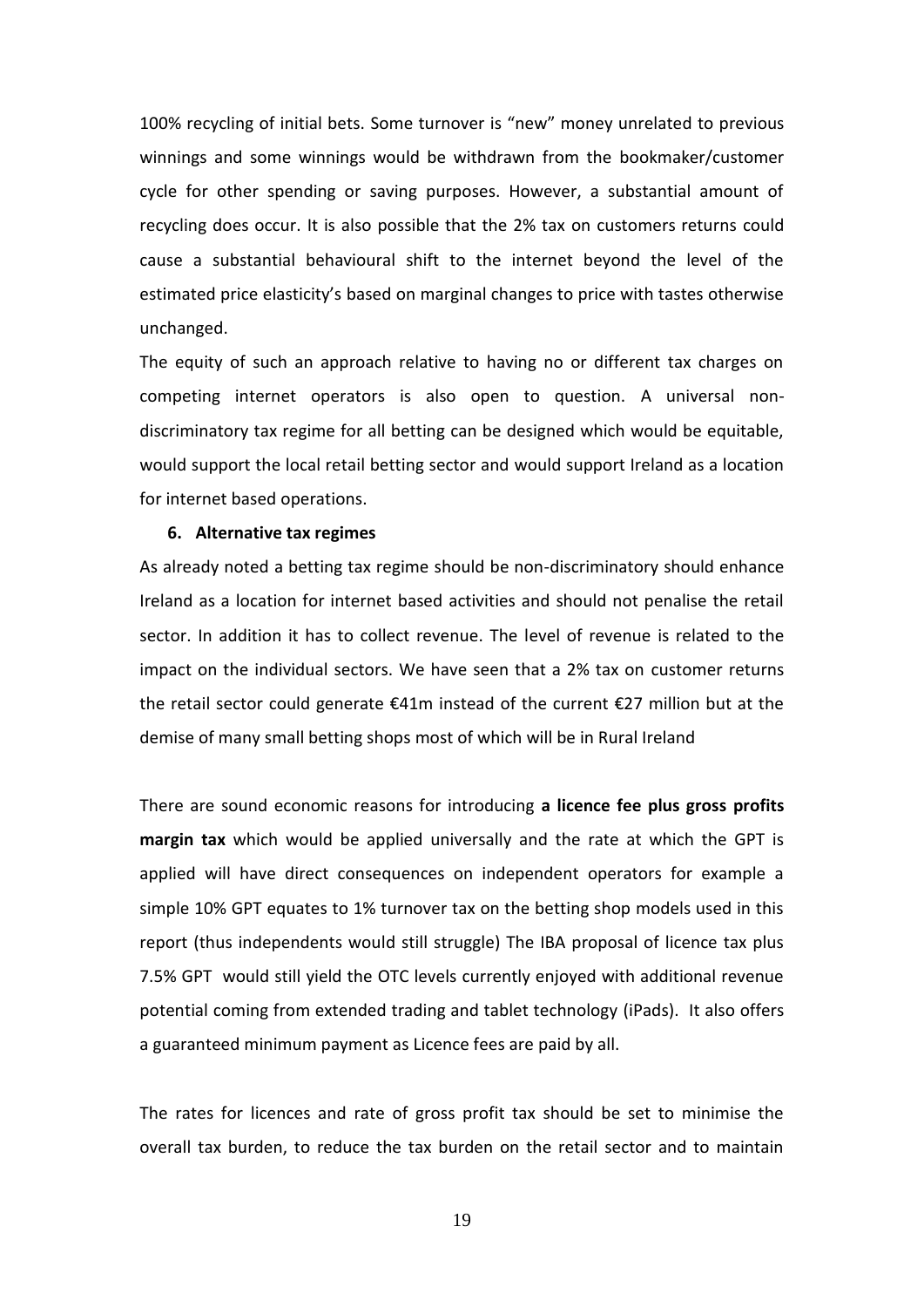100% recycling of initial bets. Some turnover is "new" money unrelated to previous winnings and some winnings would be withdrawn from the bookmaker/customer cycle for other spending or saving purposes. However, a substantial amount of recycling does occur. It is also possible that the 2% tax on customers returns could cause a substantial behavioural shift to the internet beyond the level of the estimated price elasticity's based on marginal changes to price with tastes otherwise unchanged.

The equity of such an approach relative to having no or different tax charges on competing internet operators is also open to question. A universal non-discriminatory tax regime for all betting can be designed which would be equitable, would support the local retail betting sector and would support Ireland as a location for internet based operations.

### 6. Alternative tax regimes

As already noted a betting tax regime should be non-discriminatory should enhance Ireland as a location for internet based activities and should not penalise the retail sector. In addition it has to collect revenue. The level of revenue is related to the impact on the individual sectors. We have seen that a 2% tax on customer returns the retail sector could generate €41m instead of the current €27 million but at the demise of many small betting shops most of which will be in Rural Ireland

There are sound economic reasons for introducing **a licence fee plus gross profits margin tax** which would be applied universally and the rate at which the GPT is applied will have direct consequences on independent operators for example a simple 10% GPT equates to 1% turnover tax on the betting shop models used in this report (thus independents would still struggle) The IBA proposal of licence tax plus 7.5% GPT would still yield the OTC levels currently enjoyed with additional revenue potential coming from extended trading and tablet technology (iPads). It also offers a guaranteed minimum payment as Licence fees are paid by all.

The rates for licences and rate of gross profit tax should be set to minimise the overall tax burden, to reduce the tax burden on the retail sector and to maintain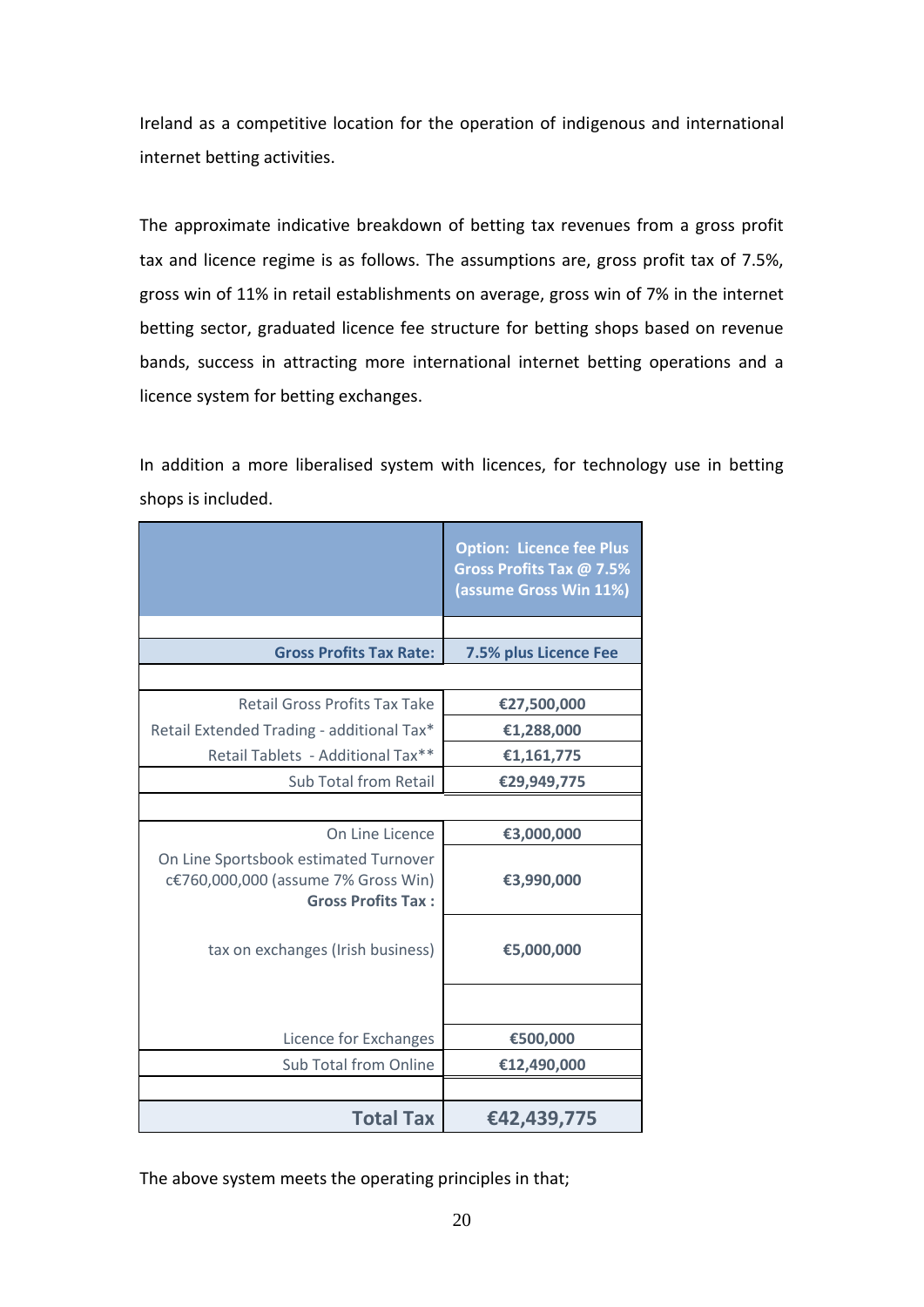Ireland as a competitive location for the operation of indigenous and international internet betting activities.

The approximate indicative breakdown of betting tax revenues from a gross profit tax and licence regime is as follows. The assumptions are, gross profit tax of 7.5%, gross win of 11% in retail establishments on average, gross win of 7% in the internet betting sector, graduated licence fee structure for betting shops based on revenue bands, success in attracting more international internet betting operations and a licence system for betting exchanges.

In addition a more liberalised system with licences, for technology use in betting shops is included.

| | **Option: Licence fee Plus Gross Profits Tax @ 7.5% (assume Gross Win 11%)** |
|---|---|
| **Gross Profits Tax Rate:** | **7.5% plus Licence Fee** |
| Retail Gross Profits Tax Take | **€27,500,000** |
| Retail Extended Trading - additional Tax* | **€1,288,000** |
| Retail Tablets - Additional Tax** | **€1,161,775** |
| Sub Total from Retail | **€29,949,775** |
| | |
| On Line Licence | **€3,000,000** |
| On Line Sportsbook estimated Turnover c€760,000,000 (assume 7% Gross Win) **Gross Profits Tax :** | **€3,990,000** |
| tax on exchanges (Irish business) | **€5,000,000** |
| | |
| Licence for Exchanges | **€500,000** |
| Sub Total from Online | **€12,490,000** |
| | |
| **Total Tax** | **€42,439,775** |

The above system meets the operating principles in that;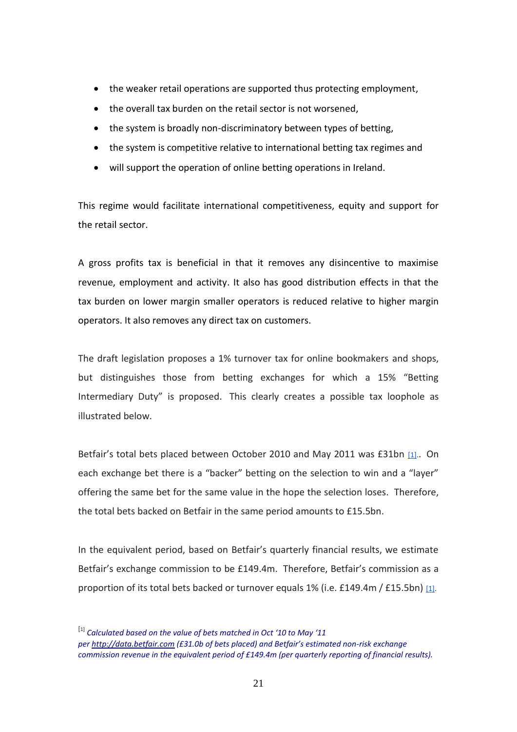- the weaker retail operations are supported thus protecting employment,
- the overall tax burden on the retail sector is not worsened,
- the system is broadly non-discriminatory between types of betting,
- the system is competitive relative to international betting tax regimes and
- will support the operation of online betting operations in Ireland.

This regime would facilitate international competitiveness, equity and support for the retail sector.

A gross profits tax is beneficial in that it removes any disincentive to maximise revenue, employment and activity. It also has good distribution effects in that the tax burden on lower margin smaller operators is reduced relative to higher margin operators. It also removes any direct tax on customers.

The draft legislation proposes a 1% turnover tax for online bookmakers and shops, but distinguishes those from betting exchanges for which a 15% "Betting Intermediary Duty" is proposed. This clearly creates a possible tax loophole as illustrated below.

Betfair's total bets placed between October 2010 and May 2011 was £31bn [1].. On each exchange bet there is a "backer" betting on the selection to win and a "layer" offering the same bet for the same value in the hope the selection loses. Therefore, the total bets backed on Betfair in the same period amounts to £15.5bn.

In the equivalent period, based on Betfair's quarterly financial results, we estimate Betfair's exchange commission to be £149.4m. Therefore, Betfair's commission as a proportion of its total bets backed or turnover equals 1% (i.e. £149.4m / £15.5bn) [1].

[1] *Calculated based on the value of bets matched in Oct '10 to May '11 per http://data.betfair.com (£31.0b of bets placed) and Betfair's estimated non-risk exchange commission revenue in the equivalent period of £149.4m (per quarterly reporting of financial results).*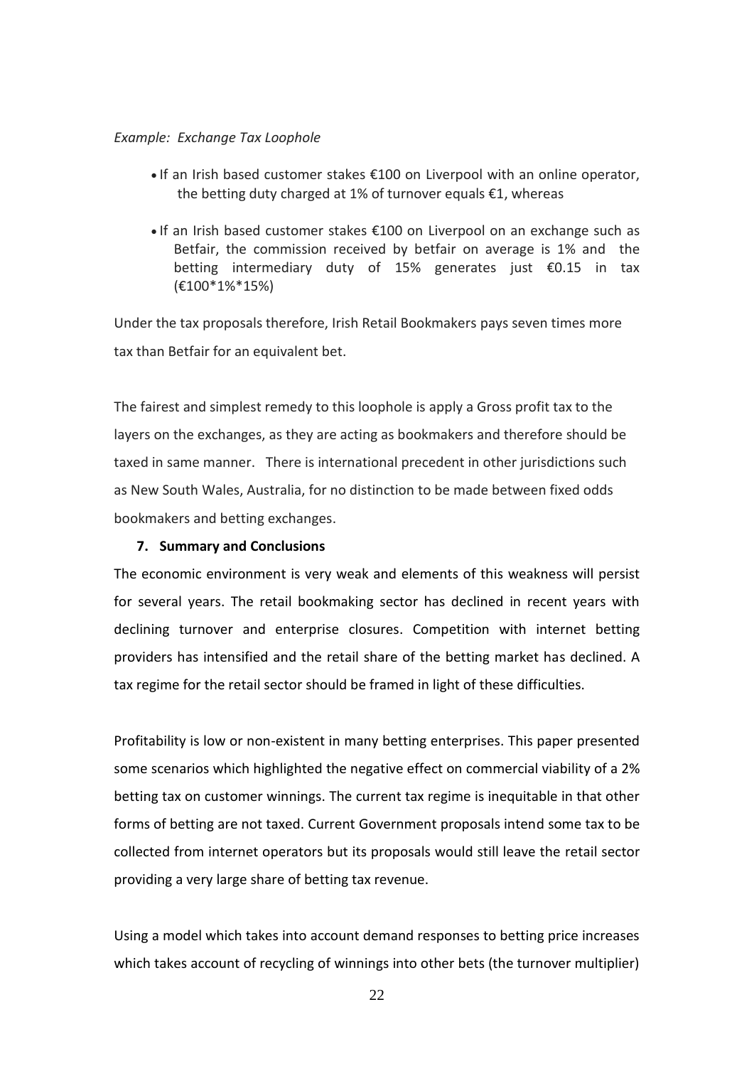*Example: Exchange Tax Loophole*

- If an Irish based customer stakes €100 on Liverpool with an online operator, the betting duty charged at 1% of turnover equals €1, whereas
- If an Irish based customer stakes €100 on Liverpool on an exchange such as Betfair, the commission received by betfair on average is 1% and the betting intermediary duty of 15% generates just €0.15 in tax (€100*1%*15%)

Under the tax proposals therefore, Irish Retail Bookmakers pays seven times more tax than Betfair for an equivalent bet.

The fairest and simplest remedy to this loophole is apply a Gross profit tax to the layers on the exchanges, as they are acting as bookmakers and therefore should be taxed in same manner. There is international precedent in other jurisdictions such as New South Wales, Australia, for no distinction to be made between fixed odds bookmakers and betting exchanges.

## 7. Summary and Conclusions

The economic environment is very weak and elements of this weakness will persist for several years. The retail bookmaking sector has declined in recent years with declining turnover and enterprise closures. Competition with internet betting providers has intensified and the retail share of the betting market has declined. A tax regime for the retail sector should be framed in light of these difficulties.

Profitability is low or non-existent in many betting enterprises. This paper presented some scenarios which highlighted the negative effect on commercial viability of a 2% betting tax on customer winnings. The current tax regime is inequitable in that other forms of betting are not taxed. Current Government proposals intend some tax to be collected from internet operators but its proposals would still leave the retail sector providing a very large share of betting tax revenue.

Using a model which takes into account demand responses to betting price increases which takes account of recycling of winnings into other bets (the turnover multiplier)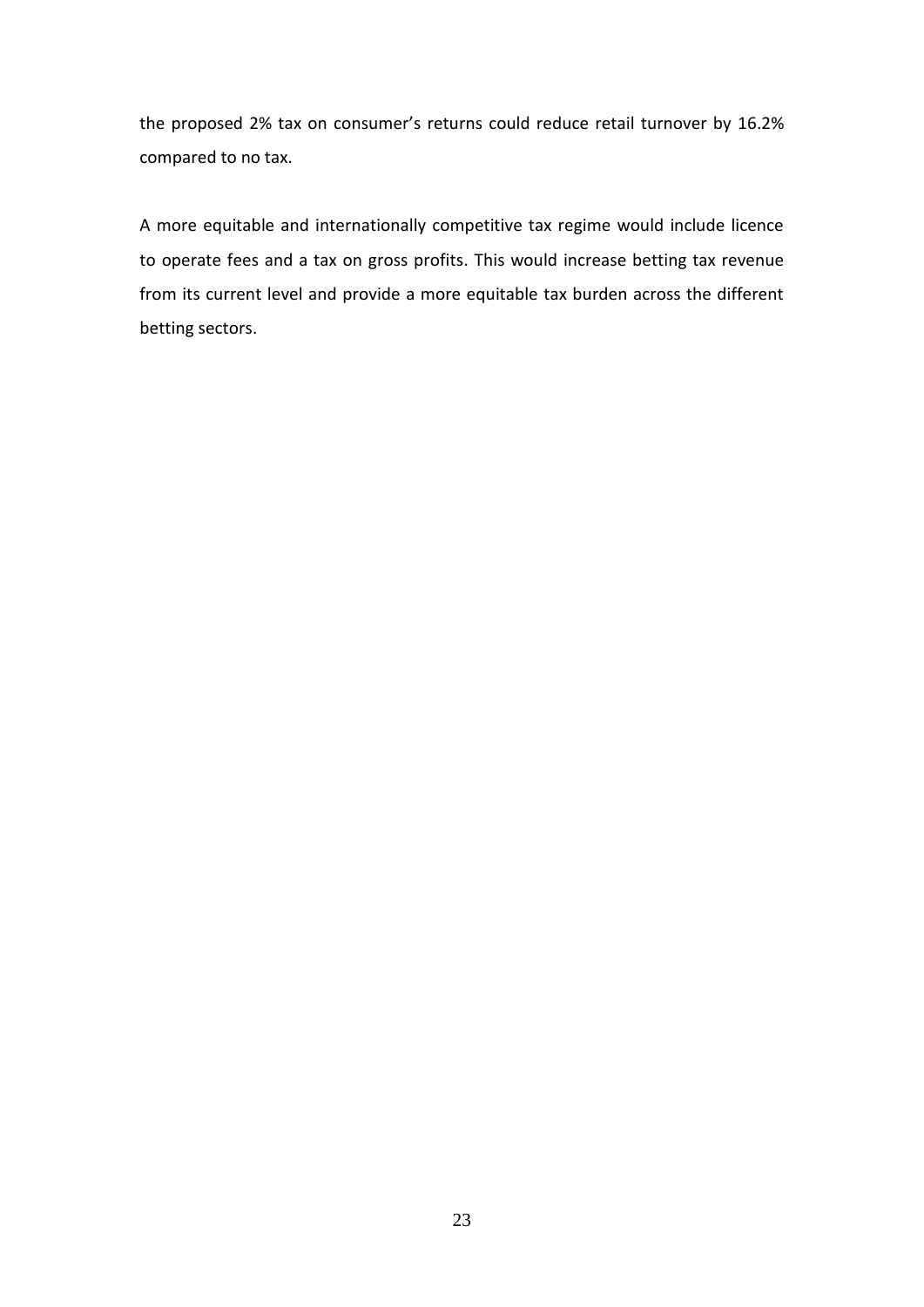the proposed 2% tax on consumer's returns could reduce retail turnover by 16.2% compared to no tax.

A more equitable and internationally competitive tax regime would include licence to operate fees and a tax on gross profits. This would increase betting tax revenue from its current level and provide a more equitable tax burden across the different betting sectors.